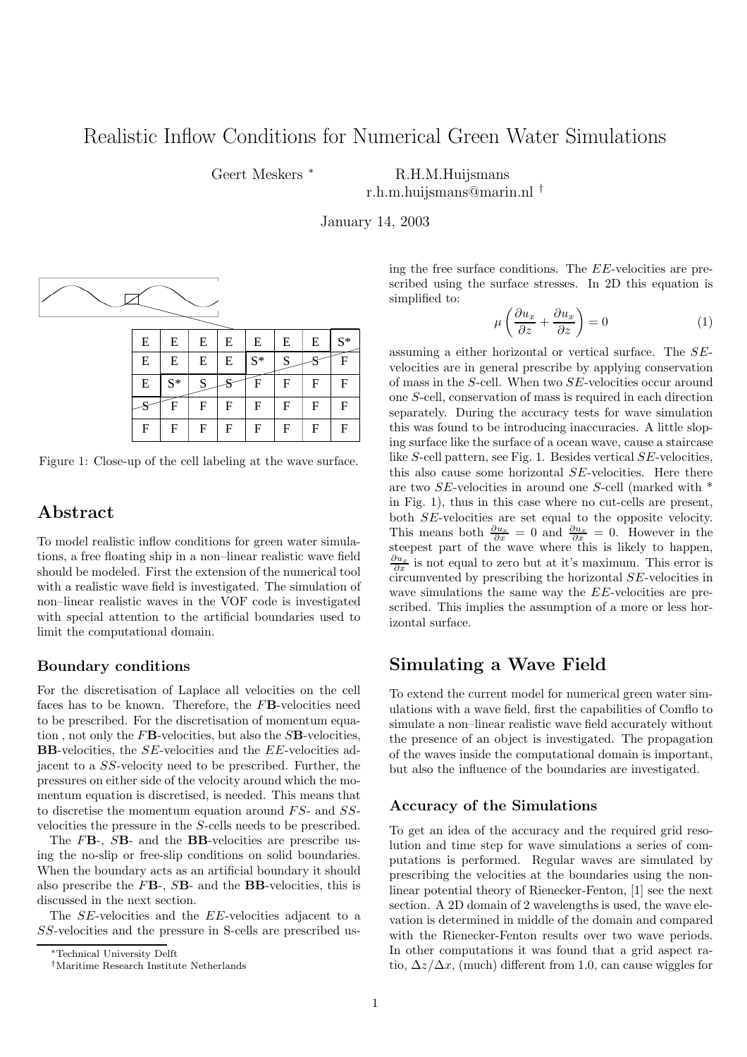# Realistic Inflow Conditions for Numerical Green Water Simulations

Geert Meskers [*]

R.H.M.Huijsmans
r.h.m.huijsmans@marin.nl [†]

January 14, 2003

| E | E | E | E | E | E | E | S* |
|---|---|---|---|---|---|---|---|
| E | E | E | E | S* | S | S | F |
| E | S* | S | S | F | F | F | F |
| S | F | F | F | F | F | F | F |
| F | F | F | F | F | F | F | F |

Figure 1: Close-up of the cell labeling at the wave surface.

## Abstract

To model realistic inflow conditions for green water simulations, a free floating ship in a non–linear realistic wave field should be modeled. First the extension of the numerical tool with a realistic wave field is investigated. The simulation of non–linear realistic waves in the VOF code is investigated with special attention to the artificial boundaries used to limit the computational domain.

### Boundary conditions

For the discretisation of Laplace all velocities on the cell faces has to be known. Therefore, the $F$**B**-velocities need to be prescribed. For the discretisation of momentum equation , not only the $F$**B**-velocities, but also the $S$**B**-velocities, **BB**-velocities, the $SE$-velocities and the $EE$-velocities adjacent to a $SS$-velocity need to be prescribed. Further, the pressures on either side of the velocity around which the momentum equation is discretised, is needed. This means that to discretise the momentum equation around $FS$- and $SS$-velocities the pressure in the $S$-cells needs to be prescribed.

The $F$**B**-, $S$**B**- and the **BB**-velocities are prescribe using the no-slip or free-slip conditions on solid boundaries. When the boundary acts as an artificial boundary it should also prescribe the $F$**B**-, $S$**B**- and the **BB**-velocities, this is discussed in the next section.

The $SE$-velocities and the $EE$-velocities adjacent to a $SS$-velocities and the pressure in S-cells are prescribed using the free surface conditions. The $EE$-velocities are prescribed using the surface stresses. In 2D this equation is simplified to:

$$\mu\left(\frac{\partial u_x}{\partial z}+\frac{\partial u_x}{\partial z}\right)=0 \quad (1)$$

assuming a either horizontal or vertical surface. The $SE$-velocities are in general prescribe by applying conservation of mass in the $S$-cell. When two $SE$-velocities occur around one $S$-cell, conservation of mass is required in each direction separately. During the accuracy tests for wave simulation this was found to be introducing inaccuracies. A little sloping surface like the surface of a ocean wave, cause a staircase like $S$-cell pattern, see Fig. 1. Besides vertical $SE$-velocities, this also cause some horizontal $SE$-velocities. Here there are two $SE$-velocities in around one $S$-cell (marked with * in Fig. 1), thus in this case where no cut-cells are present, both $SE$-velocities are set equal to the opposite velocity. This means both $\frac{\partial u_x}{\partial x}=0$ and $\frac{\partial u_x}{\partial x}=0$. However in the steepest part of the wave where this is likely to happen, $\frac{\partial u_x}{\partial x}$ is not equal to zero but at it's maximum. This error is circumvented by prescribing the horizontal $SE$-velocities in wave simulations the same way the $EE$-velocities are prescribed. This implies the assumption of a more or less horizontal surface.

## Simulating a Wave Field

To extend the current model for numerical green water simulations with a wave field, first the capabilities of Comflo to simulate a non–linear realistic wave field accurately without the presence of an object is investigated. The propagation of the waves inside the computational domain is important, but also the influence of the boundaries are investigated.

### Accuracy of the Simulations

To get an idea of the accuracy and the required grid resolution and time step for wave simulations a series of computations is performed. Regular waves are simulated by prescribing the velocities at the boundaries using the non-linear potential theory of Rienecker-Fenton, [1] see the next section. A 2D domain of 2 wavelengths is used, the wave elevation is determined in middle of the domain and compared with the Rienecker-Fenton results over two wave periods. In other computations it was found that a grid aspect ratio, $\Delta z/\Delta x$, (much) different from 1.0, can cause wiggles for

[*]Technical University Delft

[†]Maritime Research Institute Netherlands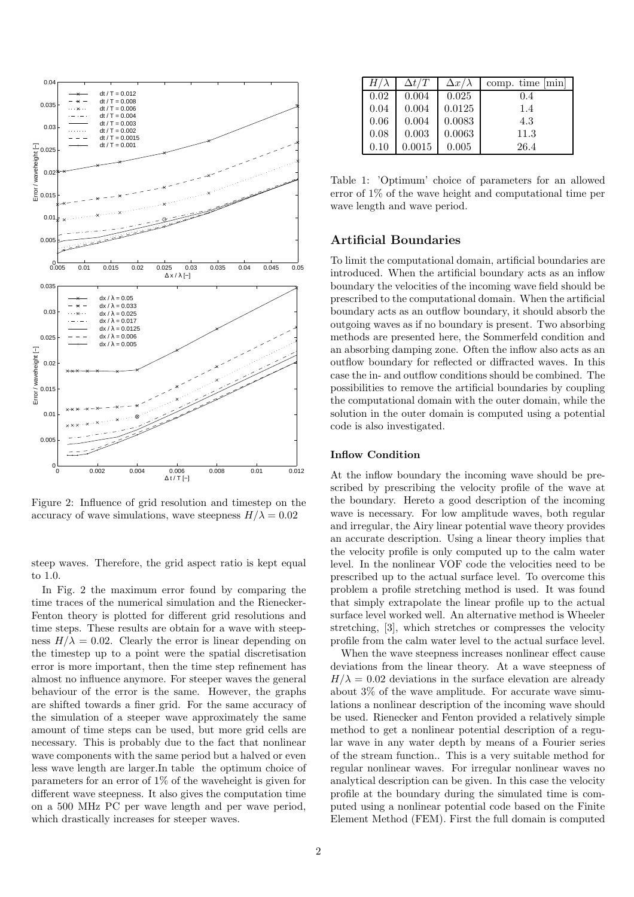Figure 2: Influence of grid resolution and timestep on the accuracy of wave simulations, wave steepness $H/\lambda = 0.02$

steep waves. Therefore, the grid aspect ratio is kept equal to 1.0.

In Fig. 2 the maximum error found by comparing the time traces of the numerical simulation and the Rienecker-Fenton theory is plotted for different grid resolutions and time steps. These results are obtain for a wave with steepness $H/\lambda = 0.02$. Clearly the error is linear depending on the timestep up to a point were the spatial discretisation error is more important, then the time step refinement has almost no influence anymore. For steeper waves the general behaviour of the error is the same. However, the graphs are shifted towards a finer grid. For the same accuracy of the simulation of a steeper wave approximately the same amount of time steps can be used, but more grid cells are necessary. This is probably due to the fact that nonlinear wave components with the same period but a halved or even less wave length are larger.In table the optimum choice of parameters for an error of 1% of the waveheight is given for different wave steepness. It also gives the computation time on a 500 MHz PC per wave length and per wave period, which drastically increases for steeper waves.

| $H/\lambda$ | $\Delta t/T$ | $\Delta x/\lambda$ | comp. time [min] |
|---|---|---|---|
| 0.02 | 0.004 | 0.025 | 0.4 |
| 0.04 | 0.004 | 0.0125 | 1.4 |
| 0.06 | 0.004 | 0.0083 | 4.3 |
| 0.08 | 0.003 | 0.0063 | 11.3 |
| 0.10 | 0.0015 | 0.005 | 26.4 |

Table 1: 'Optimum' choice of parameters for an allowed error of 1% of the wave height and computational time per wave length and wave period.

## Artificial Boundaries

To limit the computational domain, artificial boundaries are introduced. When the artificial boundary acts as an inflow boundary the velocities of the incoming wave field should be prescribed to the computational domain. When the artificial boundary acts as an outflow boundary, it should absorb the outgoing waves as if no boundary is present. Two absorbing methods are presented here, the Sommerfeld condition and an absorbing damping zone. Often the inflow also acts as an outflow boundary for reflected or diffracted waves. In this case the in- and outflow conditions should be combined. The possibilities to remove the artificial boundaries by coupling the computational domain with the outer domain, while the solution in the outer domain is computed using a potential code is also investigated.

### Inflow Condition

At the inflow boundary the incoming wave should be prescribed by prescribing the velocity profile of the wave at the boundary. Hereto a good description of the incoming wave is necessary. For low amplitude waves, both regular and irregular, the Airy linear potential wave theory provides an accurate description. Using a linear theory implies that the velocity profile is only computed up to the calm water level. In the nonlinear VOF code the velocities need to be prescribed up to the actual surface level. To overcome this problem a profile stretching method is used. It was found that simply extrapolate the linear profile up to the actual surface level worked well. An alternative method is Wheeler stretching, [3], which stretches or compresses the velocity profile from the calm water level to the actual surface level.

When the wave steepness increases nonlinear effect cause deviations from the linear theory. At a wave steepness of $H/\lambda = 0.02$ deviations in the surface elevation are already about 3% of the wave amplitude. For accurate wave simulations a nonlinear description of the incoming wave should be used. Rienecker and Fenton provided a relatively simple method to get a nonlinear potential description of a regular wave in any water depth by means of a Fourier series of the stream function.. This is a very suitable method for regular nonlinear waves. For irregular nonlinear waves no analytical description can be given. In this case the velocity profile at the boundary during the simulated time is computed using a nonlinear potential code based on the Finite Element Method (FEM). First the full domain is computed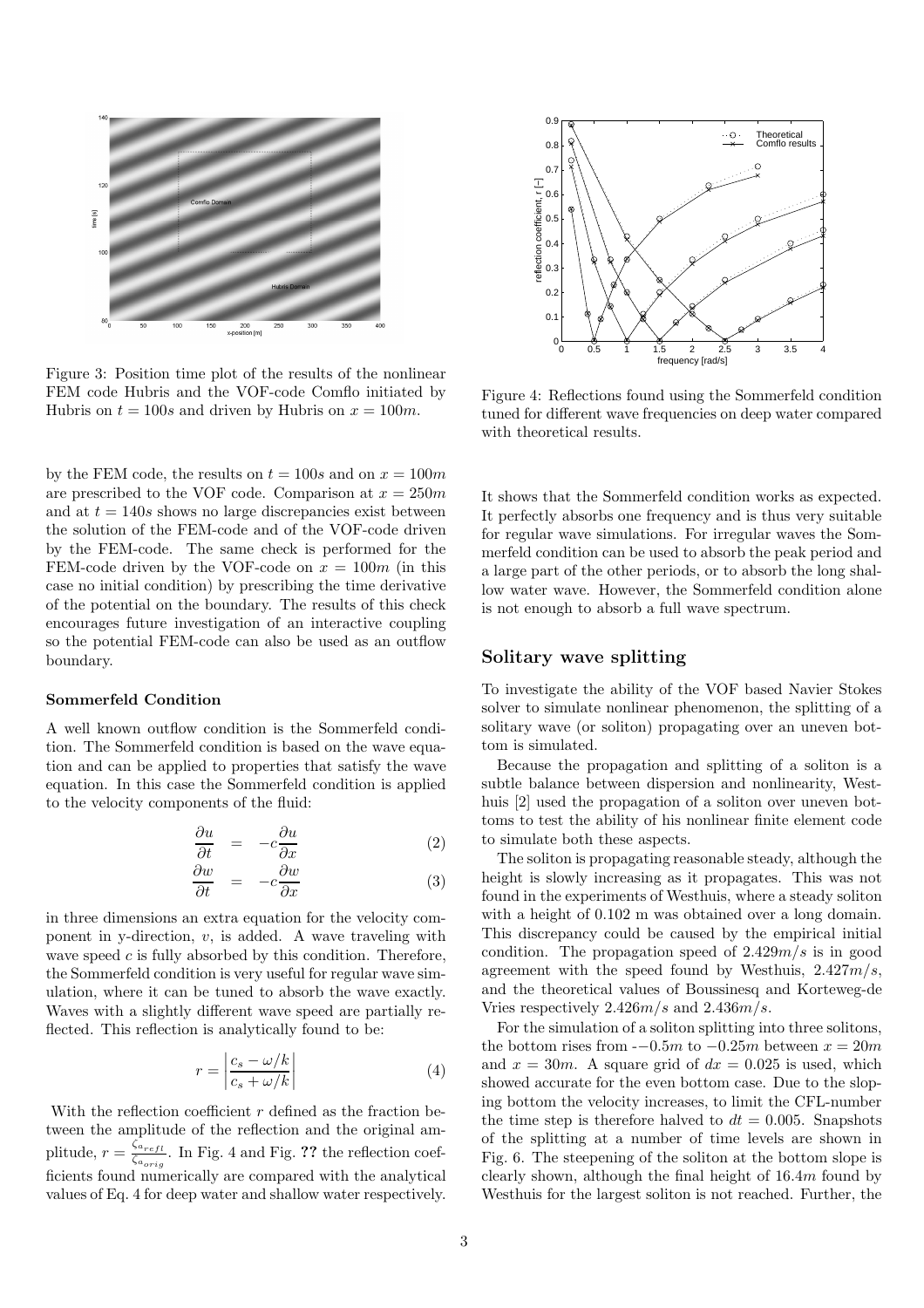Figure 3: Position time plot of the results of the nonlinear FEM code Hubris and the VOF-code Comflo initiated by Hubris on $t = 100s$ and driven by Hubris on $x = 100m$.

by the FEM code, the results on $t = 100s$ and on $x = 100m$ are prescribed to the VOF code. Comparison at $x = 250m$ and at $t = 140s$ shows no large discrepancies exist between the solution of the FEM-code and of the VOF-code driven by the FEM-code. The same check is performed for the FEM-code driven by the VOF-code on $x = 100m$ (in this case no initial condition) by prescribing the time derivative of the potential on the boundary. The results of this check encourages future investigation of an interactive coupling so the potential FEM-code can also be used as an outflow boundary.

#### Sommerfeld Condition

A well known outflow condition is the Sommerfeld condition. The Sommerfeld condition is based on the wave equation and can be applied to properties that satisfy the wave equation. In this case the Sommerfeld condition is applied to the velocity components of the fluid:

$$\frac{\partial u}{\partial t} = -c\frac{\partial u}{\partial x} \tag{2}$$

$$\frac{\partial w}{\partial t} = -c\frac{\partial w}{\partial x} \tag{3}$$

in three dimensions an extra equation for the velocity component in y-direction, $v$, is added. A wave traveling with wave speed $c$ is fully absorbed by this condition. Therefore, the Sommerfeld condition is very useful for regular wave simulation, where it can be tuned to absorb the wave exactly. Waves with a slightly different wave speed are partially reflected. This reflection is analytically found to be:

$$r = \left|\frac{c_s - \omega/k}{c_s + \omega/k}\right| \tag{4}$$

With the reflection coefficient $r$ defined as the fraction between the amplitude of the reflection and the original amplitude, $r = \frac{\zeta_{a_{refl}}}{\zeta_{a_{orig}}}$. In Fig. 4 and Fig. ?? the reflection coefficients found numerically are compared with the analytical values of Eq. 4 for deep water and shallow water respectively.

Figure 4: Reflections found using the Sommerfeld condition tuned for different wave frequencies on deep water compared with theoretical results.

It shows that the Sommerfeld condition works as expected. It perfectly absorbs one frequency and is thus very suitable for regular wave simulations. For irregular waves the Sommerfeld condition can be used to absorb the peak period and a large part of the other periods, or to absorb the long shallow water wave. However, the Sommerfeld condition alone is not enough to absorb a full wave spectrum.

### Solitary wave splitting

To investigate the ability of the VOF based Navier Stokes solver to simulate nonlinear phenomenon, the splitting of a solitary wave (or soliton) propagating over an uneven bottom is simulated.

Because the propagation and splitting of a soliton is a subtle balance between dispersion and nonlinearity, Westhuis [2] used the propagation of a soliton over uneven bottoms to test the ability of his nonlinear finite element code to simulate both these aspects.

The soliton is propagating reasonable steady, although the height is slowly increasing as it propagates. This was not found in the experiments of Westhuis, where a steady soliton with a height of 0.102 m was obtained over a long domain. This discrepancy could be caused by the empirical initial condition. The propagation speed of $2.429m/s$ is in good agreement with the speed found by Westhuis, $2.427m/s$, and the theoretical values of Boussinesq and Korteweg-de Vries respectively $2.426m/s$ and $2.436m/s$.

For the simulation of a soliton splitting into three solitons, the bottom rises from -$-0.5m$ to $-0.25m$ between $x = 20m$ and $x = 30m$. A square grid of $dx = 0.025$ is used, which showed accurate for the even bottom case. Due to the sloping bottom the velocity increases, to limit the CFL-number the time step is therefore halved to $dt = 0.005$. Snapshots of the splitting at a number of time levels are shown in Fig. 6. The steepening of the soliton at the bottom slope is clearly shown, although the final height of $16.4m$ found by Westhuis for the largest soliton is not reached. Further, the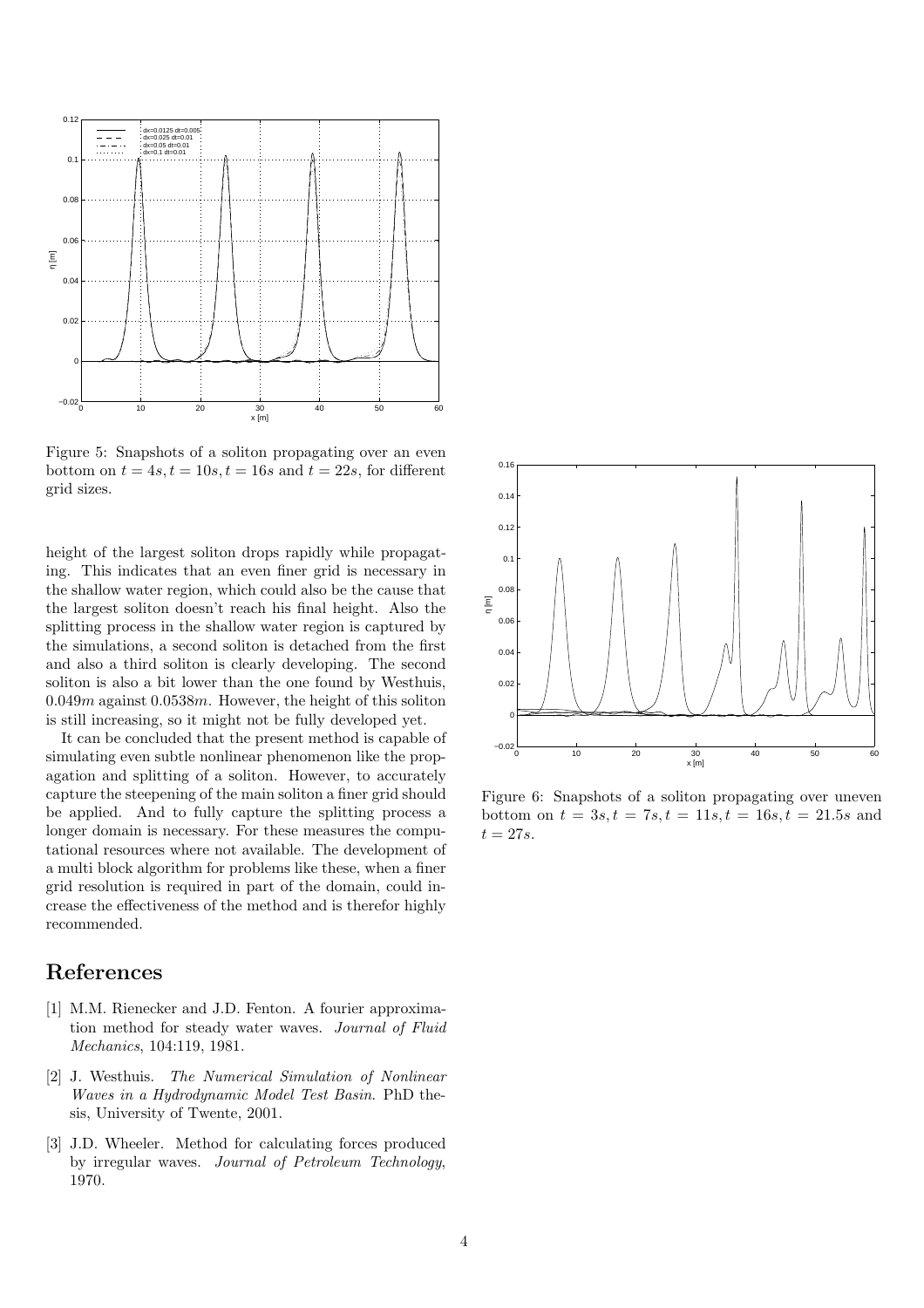0.12
0.1
0.08
0.06
0.04
0.02
0
−0.02
0 10 20 30 40 50 60
x [m]
η [m]
dx=0.0125 dt=0.005
dx=0.025 dt=0.01
dx=0.05 dt=0.01
dx=0.1 dt=0.01

Figure 5: Snapshots of a soliton propagating over an even bottom on $t = 4s, t = 10s, t = 16s$ and $t = 22s$, for different grid sizes.

height of the largest soliton drops rapidly while propagating. This indicates that an even finer grid is necessary in the shallow water region, which could also be the cause that the largest soliton doesn't reach his final height. Also the splitting process in the shallow water region is captured by the simulations, a second soliton is detached from the first and also a third soliton is clearly developing. The second soliton is also a bit lower than the one found by Westhuis, $0.049m$ against $0.0538m$. However, the height of this soliton is still increasing, so it might not be fully developed yet.

It can be concluded that the present method is capable of simulating even subtle nonlinear phenomenon like the propagation and splitting of a soliton. However, to accurately capture the steepening of the main soliton a finer grid should be applied. And to fully capture the splitting process a longer domain is necessary. For these measures the computational resources where not available. The development of a multi block algorithm for problems like these, when a finer grid resolution is required in part of the domain, could increase the effectiveness of the method and is therefor highly recommended.

0.16
0.14
0.12
0.1
0.08
0.06
0.04
0.02
0
−0.02
0 10 20 30 40 50 60
x [m]
η [m]

Figure 6: Snapshots of a soliton propagating over uneven bottom on $t = 3s, t = 7s, t = 11s, t = 16s, t = 21.5s$ and $t = 27s$.

# References

[1] M.M. Rienecker and J.D. Fenton. A fourier approximation method for steady water waves. *Journal of Fluid Mechanics*, 104:119, 1981.

[2] J. Westhuis. *The Numerical Simulation of Nonlinear Waves in a Hydrodynamic Model Test Basin*. PhD thesis, University of Twente, 2001.

[3] J.D. Wheeler. Method for calculating forces produced by irregular waves. *Journal of Petroleum Technology*, 1970.